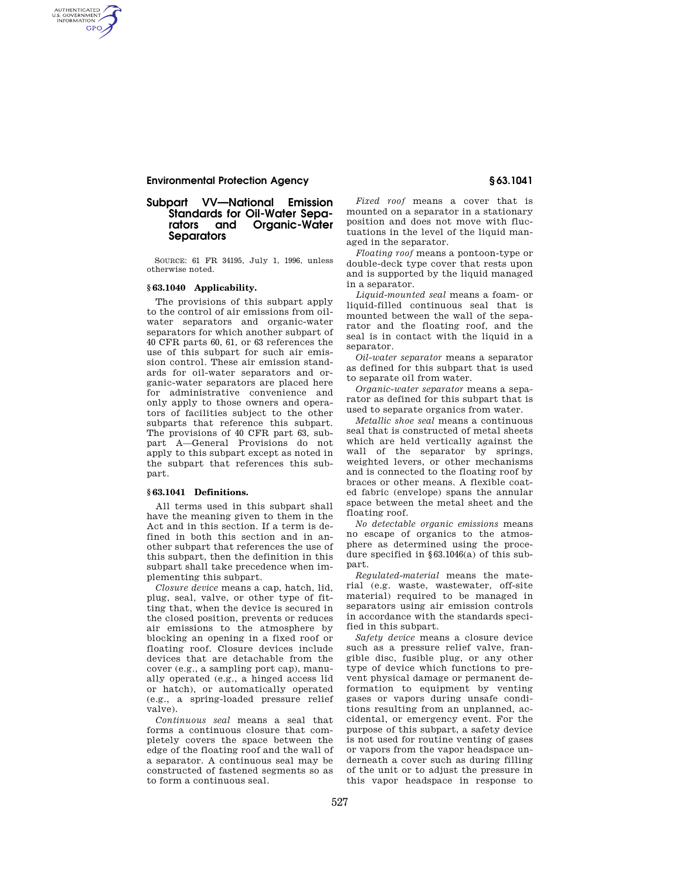## Subpart VV—National Emission Standards for Oil-Water Separators and Organic-Water Separators

SOURCE: 61 FR 34195, July 1, 1996, unless otherwise noted.

### § 63.1040 Applicability.

The provisions of this subpart apply to the control of air emissions from oil-water separators and organic-water separators for which another subpart of 40 CFR parts 60, 61, or 63 references the use of this subpart for such air emission control. These air emission standards for oil-water separators and organic-water separators are placed here for administrative convenience and only apply to those owners and operators of facilities subject to the other subparts that reference this subpart. The provisions of 40 CFR part 63, subpart A—General Provisions do not apply to this subpart except as noted in the subpart that references this subpart.

### § 63.1041 Definitions.

All terms used in this subpart shall have the meaning given to them in the Act and in this section. If a term is defined in both this section and in another subpart that references the use of this subpart, then the definition in this subpart shall take precedence when implementing this subpart.

*Closure device* means a cap, hatch, lid, plug, seal, valve, or other type of fitting that, when the device is secured in the closed position, prevents or reduces air emissions to the atmosphere by blocking an opening in a fixed roof or floating roof. Closure devices include devices that are detachable from the cover (e.g., a sampling port cap), manually operated (e.g., a hinged access lid or hatch), or automatically operated (e.g., a spring-loaded pressure relief valve).

*Continuous seal* means a seal that forms a continuous closure that completely covers the space between the edge of the floating roof and the wall of a separator. A continuous seal may be constructed of fastened segments so as to form a continuous seal.

*Fixed roof* means a cover that is mounted on a separator in a stationary position and does not move with fluctuations in the level of the liquid managed in the separator.

*Floating roof* means a pontoon-type or double-deck type cover that rests upon and is supported by the liquid managed in a separator.

*Liquid-mounted seal* means a foam- or liquid-filled continuous seal that is mounted between the wall of the separator and the floating roof, and the seal is in contact with the liquid in a separator.

*Oil-water separator* means a separator as defined for this subpart that is used to separate oil from water.

*Organic-water separator* means a separator as defined for this subpart that is used to separate organics from water.

*Metallic shoe seal* means a continuous seal that is constructed of metal sheets which are held vertically against the wall of the separator by springs, weighted levers, or other mechanisms and is connected to the floating roof by braces or other means. A flexible coated fabric (envelope) spans the annular space between the metal sheet and the floating roof.

*No detectable organic emissions* means no escape of organics to the atmosphere as determined using the procedure specified in § 63.1046(a) of this subpart.

*Regulated-material* means the material (e.g. waste, wastewater, off-site material) required to be managed in separators using air emission controls in accordance with the standards specified in this subpart.

*Safety device* means a closure device such as a pressure relief valve, frangible disc, fusible plug, or any other type of device which functions to prevent physical damage or permanent deformation to equipment by venting gases or vapors during unsafe conditions resulting from an unplanned, accidental, or emergency event. For the purpose of this subpart, a safety device is not used for routine venting of gases or vapors from the vapor headspace underneath a cover such as during filling of the unit or to adjust the pressure in this vapor headspace in response to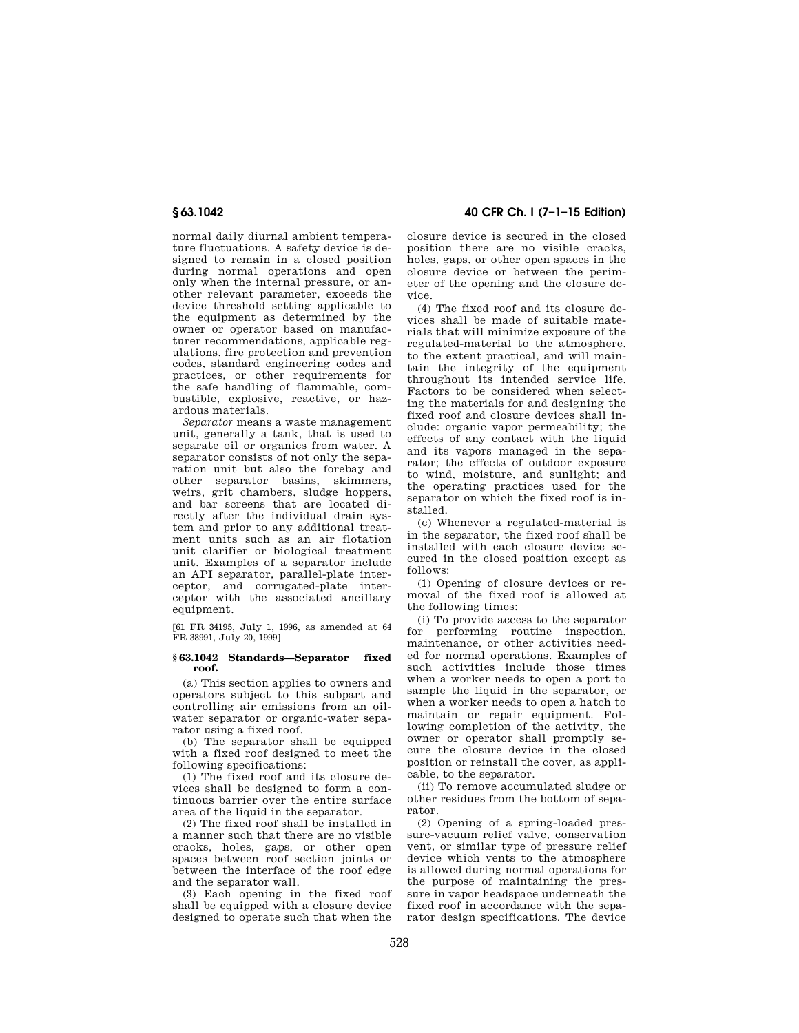normal daily diurnal ambient temperature fluctuations. A safety device is designed to remain in a closed position during normal operations and open only when the internal pressure, or another relevant parameter, exceeds the device threshold setting applicable to the equipment as determined by the owner or operator based on manufacturer recommendations, applicable regulations, fire protection and prevention codes, standard engineering codes and practices, or other requirements for the safe handling of flammable, combustible, explosive, reactive, or hazardous materials.

*Separator* means a waste management unit, generally a tank, that is used to separate oil or organics from water. A separator consists of not only the separation unit but also the forebay and other separator basins, skimmers, weirs, grit chambers, sludge hoppers, and bar screens that are located directly after the individual drain system and prior to any additional treatment units such as an air flotation unit clarifier or biological treatment unit. Examples of a separator include an API separator, parallel-plate interceptor, and corrugated-plate interceptor with the associated ancillary equipment.

[61 FR 34195, July 1, 1996, as amended at 64 FR 38991, July 20, 1999]

## § 63.1042 Standards—Separator fixed roof.

(a) This section applies to owners and operators subject to this subpart and controlling air emissions from an oil-water separator or organic-water separator using a fixed roof.

(b) The separator shall be equipped with a fixed roof designed to meet the following specifications:

(1) The fixed roof and its closure devices shall be designed to form a continuous barrier over the entire surface area of the liquid in the separator.

(2) The fixed roof shall be installed in a manner such that there are no visible cracks, holes, gaps, or other open spaces between roof section joints or between the interface of the roof edge and the separator wall.

(3) Each opening in the fixed roof shall be equipped with a closure device designed to operate such that when the closure device is secured in the closed position there are no visible cracks, holes, gaps, or other open spaces in the closure device or between the perimeter of the opening and the closure device.

(4) The fixed roof and its closure devices shall be made of suitable materials that will minimize exposure of the regulated-material to the atmosphere, to the extent practical, and will maintain the integrity of the equipment throughout its intended service life. Factors to be considered when selecting the materials for and designing the fixed roof and closure devices shall include: organic vapor permeability; the effects of any contact with the liquid and its vapors managed in the separator; the effects of outdoor exposure to wind, moisture, and sunlight; and the operating practices used for the separator on which the fixed roof is installed.

(c) Whenever a regulated-material is in the separator, the fixed roof shall be installed with each closure device secured in the closed position except as follows:

(1) Opening of closure devices or removal of the fixed roof is allowed at the following times:

(i) To provide access to the separator for performing routine inspection, maintenance, or other activities needed for normal operations. Examples of such activities include those times when a worker needs to open a port to sample the liquid in the separator, or when a worker needs to open a hatch to maintain or repair equipment. Following completion of the activity, the owner or operator shall promptly secure the closure device in the closed position or reinstall the cover, as applicable, to the separator.

(ii) To remove accumulated sludge or other residues from the bottom of separator.

(2) Opening of a spring-loaded pressure-vacuum relief valve, conservation vent, or similar type of pressure relief device which vents to the atmosphere is allowed during normal operations for the purpose of maintaining the pressure in vapor headspace underneath the fixed roof in accordance with the separator design specifications. The device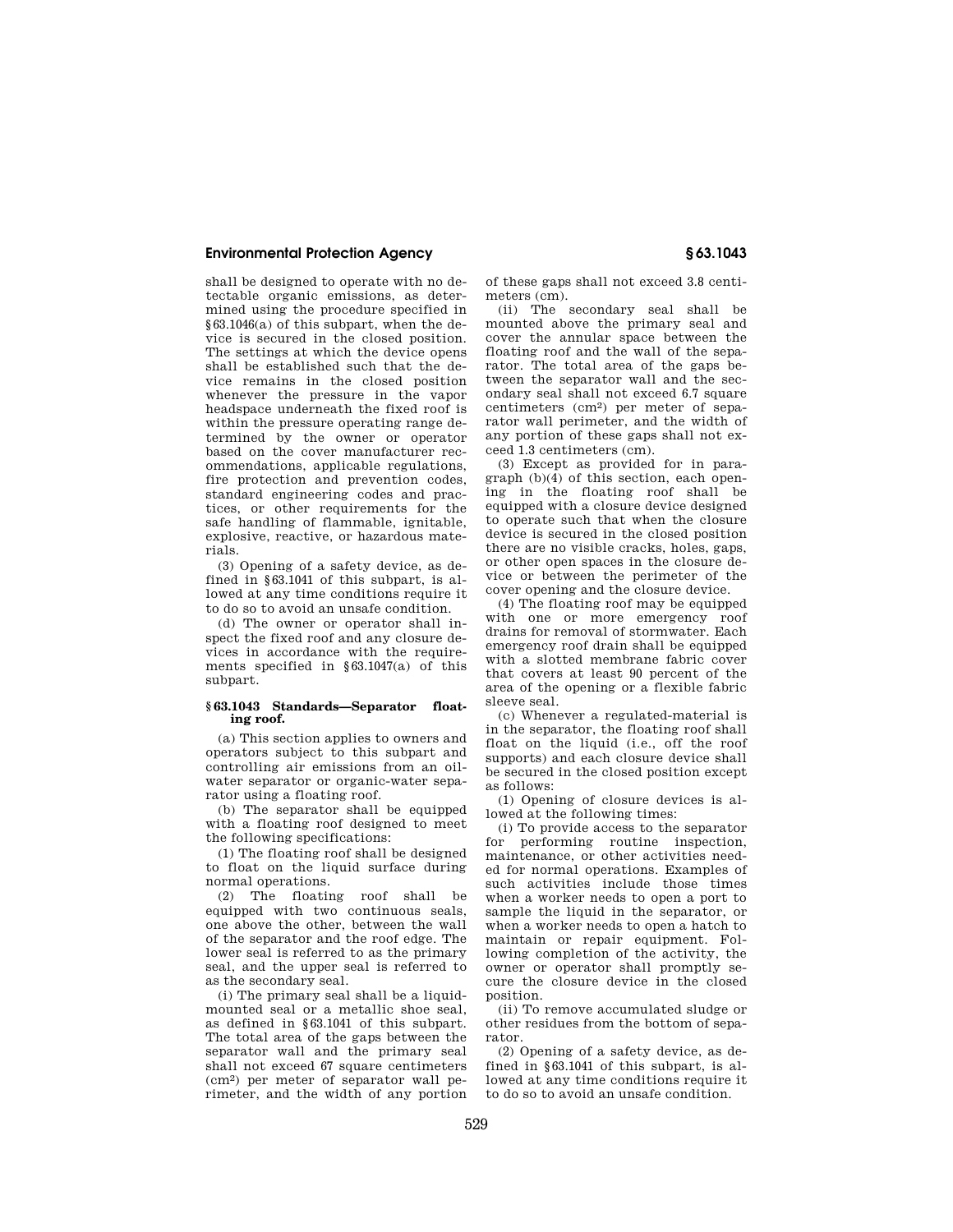shall be designed to operate with no detectable organic emissions, as determined using the procedure specified in §63.1046(a) of this subpart, when the device is secured in the closed position. The settings at which the device opens shall be established such that the device remains in the closed position whenever the pressure in the vapor headspace underneath the fixed roof is within the pressure operating range determined by the owner or operator based on the cover manufacturer recommendations, applicable regulations, fire protection and prevention codes, standard engineering codes and practices, or other requirements for the safe handling of flammable, ignitable, explosive, reactive, or hazardous materials.

(3) Opening of a safety device, as defined in §63.1041 of this subpart, is allowed at any time conditions require it to do so to avoid an unsafe condition.

(d) The owner or operator shall inspect the fixed roof and any closure devices in accordance with the requirements specified in §63.1047(a) of this subpart.

### § 63.1043 Standards—Separator floating roof.

(a) This section applies to owners and operators subject to this subpart and controlling air emissions from an oil-water separator or organic-water separator using a floating roof.

(b) The separator shall be equipped with a floating roof designed to meet the following specifications:

(1) The floating roof shall be designed to float on the liquid surface during normal operations.

(2) The floating roof shall be equipped with two continuous seals, one above the other, between the wall of the separator and the roof edge. The lower seal is referred to as the primary seal, and the upper seal is referred to as the secondary seal.

(i) The primary seal shall be a liquid-mounted seal or a metallic shoe seal, as defined in §63.1041 of this subpart. The total area of the gaps between the separator wall and the primary seal shall not exceed 67 square centimeters ($cm^2$) per meter of separator wall perimeter, and the width of any portion of these gaps shall not exceed 3.8 centimeters (cm).

(ii) The secondary seal shall be mounted above the primary seal and cover the annular space between the floating roof and the wall of the separator. The total area of the gaps between the separator wall and the secondary seal shall not exceed 6.7 square centimeters ($cm^2$) per meter of separator wall perimeter, and the width of any portion of these gaps shall not exceed 1.3 centimeters (cm).

(3) Except as provided for in paragraph (b)(4) of this section, each opening in the floating roof shall be equipped with a closure device designed to operate such that when the closure device is secured in the closed position there are no visible cracks, holes, gaps, or other open spaces in the closure device or between the perimeter of the cover opening and the closure device.

(4) The floating roof may be equipped with one or more emergency roof drains for removal of stormwater. Each emergency roof drain shall be equipped with a slotted membrane fabric cover that covers at least 90 percent of the area of the opening or a flexible fabric sleeve seal.

(c) Whenever a regulated-material is in the separator, the floating roof shall float on the liquid (i.e., off the roof supports) and each closure device shall be secured in the closed position except as follows:

(1) Opening of closure devices is allowed at the following times:

(i) To provide access to the separator for performing routine inspection, maintenance, or other activities needed for normal operations. Examples of such activities include those times when a worker needs to open a port to sample the liquid in the separator, or when a worker needs to open a hatch to maintain or repair equipment. Following completion of the activity, the owner or operator shall promptly secure the closure device in the closed position.

(ii) To remove accumulated sludge or other residues from the bottom of separator.

(2) Opening of a safety device, as defined in §63.1041 of this subpart, is allowed at any time conditions require it to do so to avoid an unsafe condition.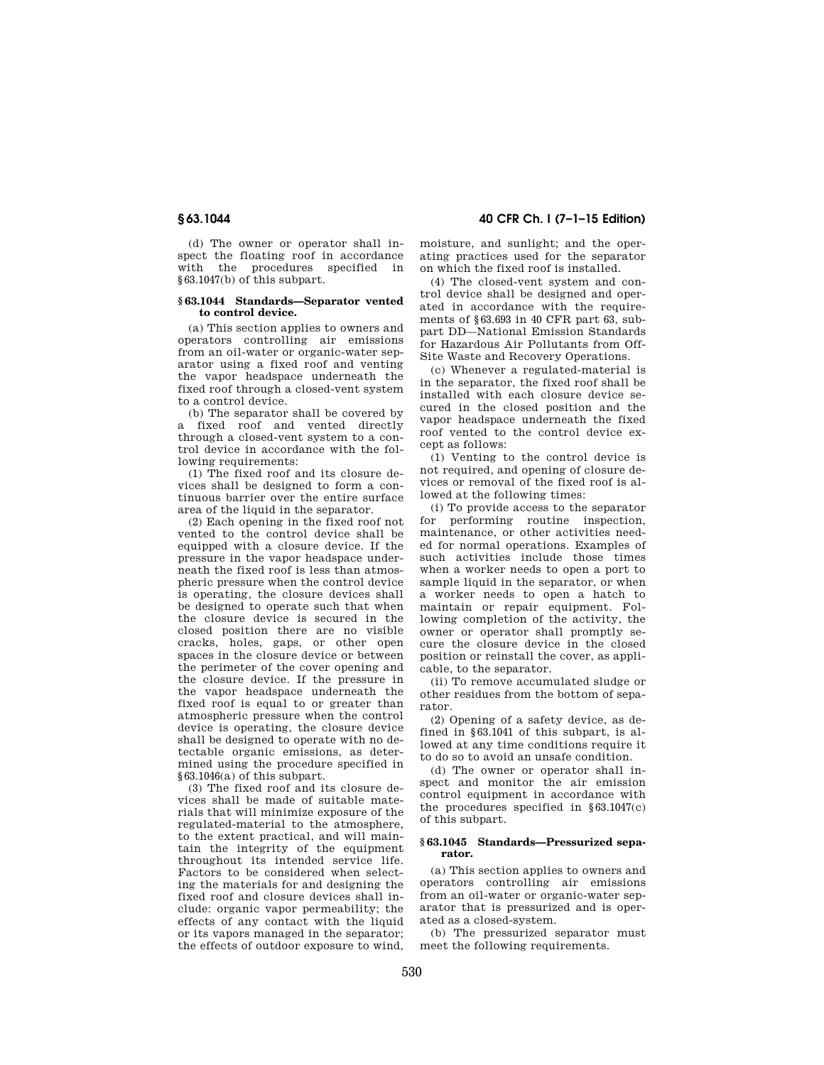(d) The owner or operator shall inspect the floating roof in accordance with the procedures specified in §63.1047(b) of this subpart.

### § 63.1044 Standards—Separator vented to control device.

(a) This section applies to owners and operators controlling air emissions from an oil-water or organic-water separator using a fixed roof and venting the vapor headspace underneath the fixed roof through a closed-vent system to a control device.

(b) The separator shall be covered by a fixed roof and vented directly through a closed-vent system to a control device in accordance with the following requirements:

(1) The fixed roof and its closure devices shall be designed to form a continuous barrier over the entire surface area of the liquid in the separator.

(2) Each opening in the fixed roof not vented to the control device shall be equipped with a closure device. If the pressure in the vapor headspace underneath the fixed roof is less than atmospheric pressure when the control device is operating, the closure devices shall be designed to operate such that when the closure device is secured in the closed position there are no visible cracks, holes, gaps, or other open spaces in the closure device or between the perimeter of the cover opening and the closure device. If the pressure in the vapor headspace underneath the fixed roof is equal to or greater than atmospheric pressure when the control device is operating, the closure device shall be designed to operate with no detectable organic emissions, as determined using the procedure specified in §63.1046(a) of this subpart.

(3) The fixed roof and its closure devices shall be made of suitable materials that will minimize exposure of the regulated-material to the atmosphere, to the extent practical, and will maintain the integrity of the equipment throughout its intended service life. Factors to be considered when selecting the materials for and designing the fixed roof and closure devices shall include: organic vapor permeability; the effects of any contact with the liquid or its vapors managed in the separator; the effects of outdoor exposure to wind, moisture, and sunlight; and the operating practices used for the separator on which the fixed roof is installed.

(4) The closed-vent system and control device shall be designed and operated in accordance with the requirements of §63.693 in 40 CFR part 63, subpart DD—National Emission Standards for Hazardous Air Pollutants from Off-Site Waste and Recovery Operations.

(c) Whenever a regulated-material is in the separator, the fixed roof shall be installed with each closure device secured in the closed position and the vapor headspace underneath the fixed roof vented to the control device except as follows:

(1) Venting to the control device is not required, and opening of closure devices or removal of the fixed roof is allowed at the following times:

(i) To provide access to the separator for performing routine inspection, maintenance, or other activities needed for normal operations. Examples of such activities include those times when a worker needs to open a port to sample liquid in the separator, or when a worker needs to open a hatch to maintain or repair equipment. Following completion of the activity, the owner or operator shall promptly secure the closure device in the closed position or reinstall the cover, as applicable, to the separator.

(ii) To remove accumulated sludge or other residues from the bottom of separator.

(2) Opening of a safety device, as defined in §63.1041 of this subpart, is allowed at any time conditions require it to do so to avoid an unsafe condition.

(d) The owner or operator shall inspect and monitor the air emission control equipment in accordance with the procedures specified in §63.1047(c) of this subpart.

### § 63.1045 Standards—Pressurized separator.

(a) This section applies to owners and operators controlling air emissions from an oil-water or organic-water separator that is pressurized and is operated as a closed-system.

(b) The pressurized separator must meet the following requirements.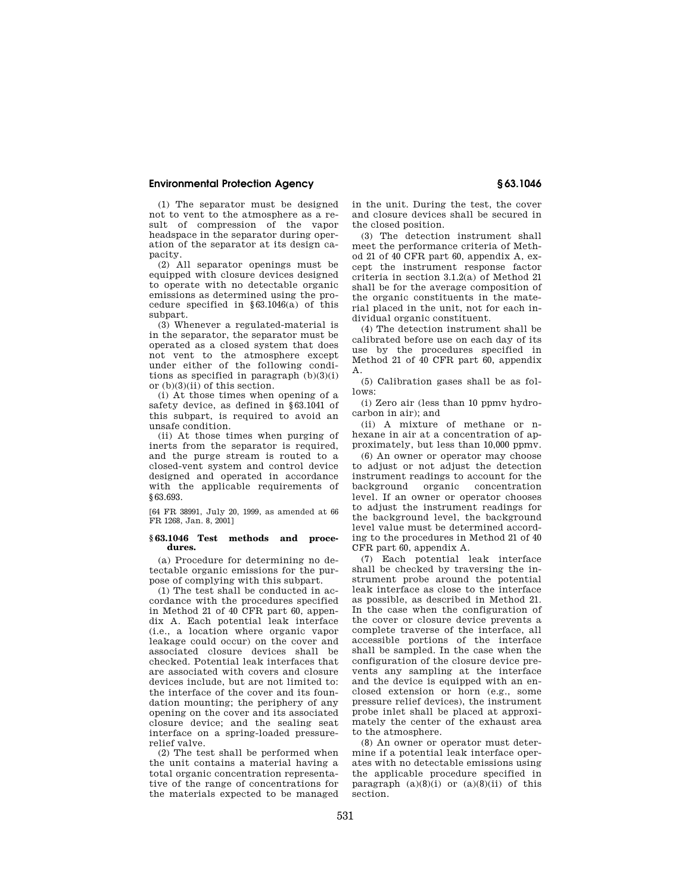(1) The separator must be designed not to vent to the atmosphere as a result of compression of the vapor headspace in the separator during operation of the separator at its design capacity.

(2) All separator openings must be equipped with closure devices designed to operate with no detectable organic emissions as determined using the procedure specified in §63.1046(a) of this subpart.

(3) Whenever a regulated-material is in the separator, the separator must be operated as a closed system that does not vent to the atmosphere except under either of the following conditions as specified in paragraph (b)(3)(i) or (b)(3)(ii) of this section.

(i) At those times when opening of a safety device, as defined in §63.1041 of this subpart, is required to avoid an unsafe condition.

(ii) At those times when purging of inerts from the separator is required, and the purge stream is routed to a closed-vent system and control device designed and operated in accordance with the applicable requirements of §63.693.

[64 FR 38991, July 20, 1999, as amended at 66 FR 1268, Jan. 8, 2001]

### §63.1046 Test methods and procedures.

(a) Procedure for determining no detectable organic emissions for the purpose of complying with this subpart.

(1) The test shall be conducted in accordance with the procedures specified in Method 21 of 40 CFR part 60, appendix A. Each potential leak interface (i.e., a location where organic vapor leakage could occur) on the cover and associated closure devices shall be checked. Potential leak interfaces that are associated with covers and closure devices include, but are not limited to: the interface of the cover and its foundation mounting; the periphery of any opening on the cover and its associated closure device; and the sealing seat interface on a spring-loaded pressure-relief valve.

(2) The test shall be performed when the unit contains a material having a total organic concentration representative of the range of concentrations for the materials expected to be managed in the unit. During the test, the cover and closure devices shall be secured in the closed position.

(3) The detection instrument shall meet the performance criteria of Method 21 of 40 CFR part 60, appendix A, except the instrument response factor criteria in section 3.1.2(a) of Method 21 shall be for the average composition of the organic constituents in the material placed in the unit, not for each individual organic constituent.

(4) The detection instrument shall be calibrated before use on each day of its use by the procedures specified in Method 21 of 40 CFR part 60, appendix A.

(5) Calibration gases shall be as follows:

(i) Zero air (less than 10 ppmv hydrocarbon in air); and

(ii) A mixture of methane or n-hexane in air at a concentration of approximately, but less than 10,000 ppmv.

(6) An owner or operator may choose to adjust or not adjust the detection instrument readings to account for the background organic concentration level. If an owner or operator chooses to adjust the instrument readings for the background level, the background level value must be determined according to the procedures in Method 21 of 40 CFR part 60, appendix A.

(7) Each potential leak interface shall be checked by traversing the instrument probe around the potential leak interface as close to the interface as possible, as described in Method 21. In the case when the configuration of the cover or closure device prevents a complete traverse of the interface, all accessible portions of the interface shall be sampled. In the case when the configuration of the closure device prevents any sampling at the interface and the device is equipped with an enclosed extension or horn (e.g., some pressure relief devices), the instrument probe inlet shall be placed at approximately the center of the exhaust area to the atmosphere.

(8) An owner or operator must determine if a potential leak interface operates with no detectable emissions using the applicable procedure specified in paragraph (a)(8)(i) or (a)(8)(ii) of this section.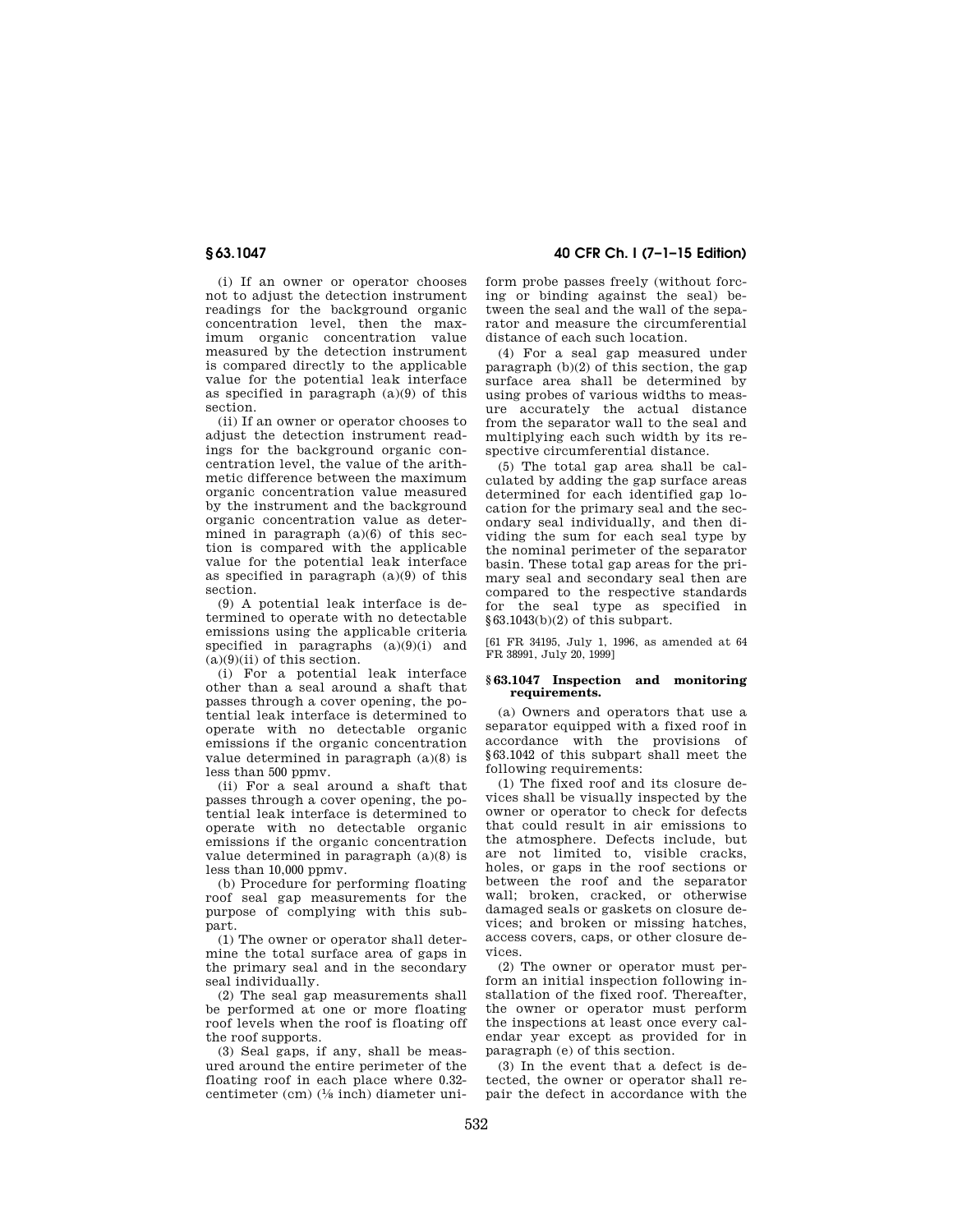(i) If an owner or operator chooses not to adjust the detection instrument readings for the background organic concentration level, then the maximum organic concentration value measured by the detection instrument is compared directly to the applicable value for the potential leak interface as specified in paragraph (a)(9) of this section.

(ii) If an owner or operator chooses to adjust the detection instrument readings for the background organic concentration level, the value of the arithmetic difference between the maximum organic concentration value measured by the instrument and the background organic concentration value as determined in paragraph (a)(6) of this section is compared with the applicable value for the potential leak interface as specified in paragraph (a)(9) of this section.

(9) A potential leak interface is determined to operate with no detectable emissions using the applicable criteria specified in paragraphs (a)(9)(i) and (a)(9)(ii) of this section.

(i) For a potential leak interface other than a seal around a shaft that passes through a cover opening, the potential leak interface is determined to operate with no detectable organic emissions if the organic concentration value determined in paragraph (a)(8) is less than 500 ppmv.

(ii) For a seal around a shaft that passes through a cover opening, the potential leak interface is determined to operate with no detectable organic emissions if the organic concentration value determined in paragraph (a)(8) is less than 10,000 ppmv.

(b) Procedure for performing floating roof seal gap measurements for the purpose of complying with this subpart.

(1) The owner or operator shall determine the total surface area of gaps in the primary seal and in the secondary seal individually.

(2) The seal gap measurements shall be performed at one or more floating roof levels when the roof is floating off the roof supports.

(3) Seal gaps, if any, shall be measured around the entire perimeter of the floating roof in each place where 0.32-centimeter (cm) (1/8 inch) diameter uniform probe passes freely (without forcing or binding against the seal) between the seal and the wall of the separator and measure the circumferential distance of each such location.

(4) For a seal gap measured under paragraph (b)(2) of this section, the gap surface area shall be determined by using probes of various widths to measure accurately the actual distance from the separator wall to the seal and multiplying each such width by its respective circumferential distance.

(5) The total gap area shall be calculated by adding the gap surface areas determined for each identified gap location for the primary seal and the secondary seal individually, and then dividing the sum for each seal type by the nominal perimeter of the separator basin. These total gap areas for the primary seal and secondary seal then are compared to the respective standards for the seal type as specified in §63.1043(b)(2) of this subpart.

[61 FR 34195, July 1, 1996, as amended at 64 FR 38991, July 20, 1999]

### §63.1047 Inspection and monitoring requirements.

(a) Owners and operators that use a separator equipped with a fixed roof in accordance with the provisions of §63.1042 of this subpart shall meet the following requirements:

(1) The fixed roof and its closure devices shall be visually inspected by the owner or operator to check for defects that could result in air emissions to the atmosphere. Defects include, but are not limited to, visible cracks, holes, or gaps in the roof sections or between the roof and the separator wall; broken, cracked, or otherwise damaged seals or gaskets on closure devices; and broken or missing hatches, access covers, caps, or other closure devices.

(2) The owner or operator must perform an initial inspection following installation of the fixed roof. Thereafter, the owner or operator must perform the inspections at least once every calendar year except as provided for in paragraph (e) of this section.

(3) In the event that a defect is detected, the owner or operator shall repair the defect in accordance with the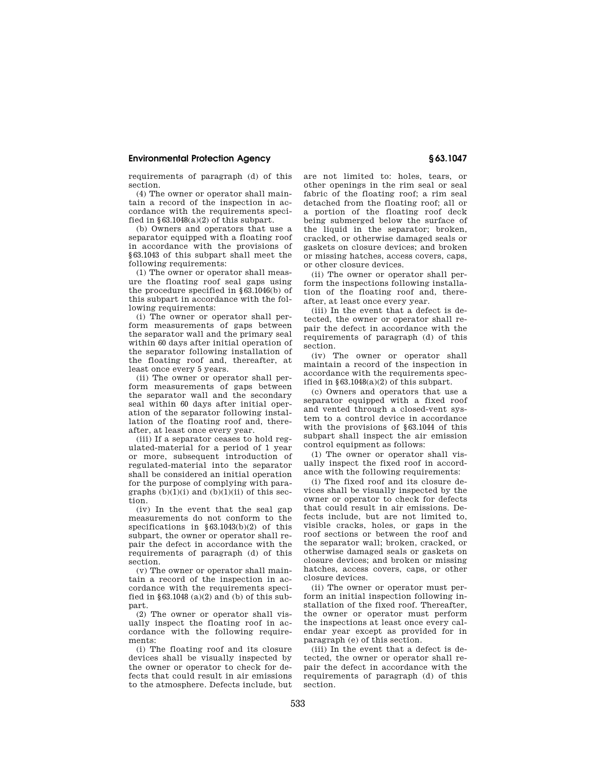requirements of paragraph (d) of this section.

(4) The owner or operator shall maintain a record of the inspection in accordance with the requirements specified in §63.1048(a)(2) of this subpart.

(b) Owners and operators that use a separator equipped with a floating roof in accordance with the provisions of §63.1043 of this subpart shall meet the following requirements:

(1) The owner or operator shall measure the floating roof seal gaps using the procedure specified in §63.1046(b) of this subpart in accordance with the following requirements:

(i) The owner or operator shall perform measurements of gaps between the separator wall and the primary seal within 60 days after initial operation of the separator following installation of the floating roof and, thereafter, at least once every 5 years.

(ii) The owner or operator shall perform measurements of gaps between the separator wall and the secondary seal within 60 days after initial operation of the separator following installation of the floating roof and, thereafter, at least once every year.

(iii) If a separator ceases to hold regulated-material for a period of 1 year or more, subsequent introduction of regulated-material into the separator shall be considered an initial operation for the purpose of complying with paragraphs (b)(1)(i) and (b)(1)(ii) of this section.

(iv) In the event that the seal gap measurements do not conform to the specifications in §63.1043(b)(2) of this subpart, the owner or operator shall repair the defect in accordance with the requirements of paragraph (d) of this section.

(v) The owner or operator shall maintain a record of the inspection in accordance with the requirements specified in §63.1048 (a)(2) and (b) of this subpart.

(2) The owner or operator shall visually inspect the floating roof in accordance with the following requirements:

(i) The floating roof and its closure devices shall be visually inspected by the owner or operator to check for defects that could result in air emissions to the atmosphere. Defects include, but are not limited to: holes, tears, or other openings in the rim seal or seal fabric of the floating roof; a rim seal detached from the floating roof; all or a portion of the floating roof deck being submerged below the surface of the liquid in the separator; broken, cracked, or otherwise damaged seals or gaskets on closure devices; and broken or missing hatches, access covers, caps, or other closure devices.

(ii) The owner or operator shall perform the inspections following installation of the floating roof and, thereafter, at least once every year.

(iii) In the event that a defect is detected, the owner or operator shall repair the defect in accordance with the requirements of paragraph (d) of this section.

(iv) The owner or operator shall maintain a record of the inspection in accordance with the requirements specified in §63.1048(a)(2) of this subpart.

(c) Owners and operators that use a separator equipped with a fixed roof and vented through a closed-vent system to a control device in accordance with the provisions of §63.1044 of this subpart shall inspect the air emission control equipment as follows:

(1) The owner or operator shall visually inspect the fixed roof in accordance with the following requirements:

(i) The fixed roof and its closure devices shall be visually inspected by the owner or operator to check for defects that could result in air emissions. Defects include, but are not limited to, visible cracks, holes, or gaps in the roof sections or between the roof and the separator wall; broken, cracked, or otherwise damaged seals or gaskets on closure devices; and broken or missing hatches, access covers, caps, or other closure devices.

(ii) The owner or operator must perform an initial inspection following installation of the fixed roof. Thereafter, the owner or operator must perform the inspections at least once every calendar year except as provided for in paragraph (e) of this section.

(iii) In the event that a defect is detected, the owner or operator shall repair the defect in accordance with the requirements of paragraph (d) of this section.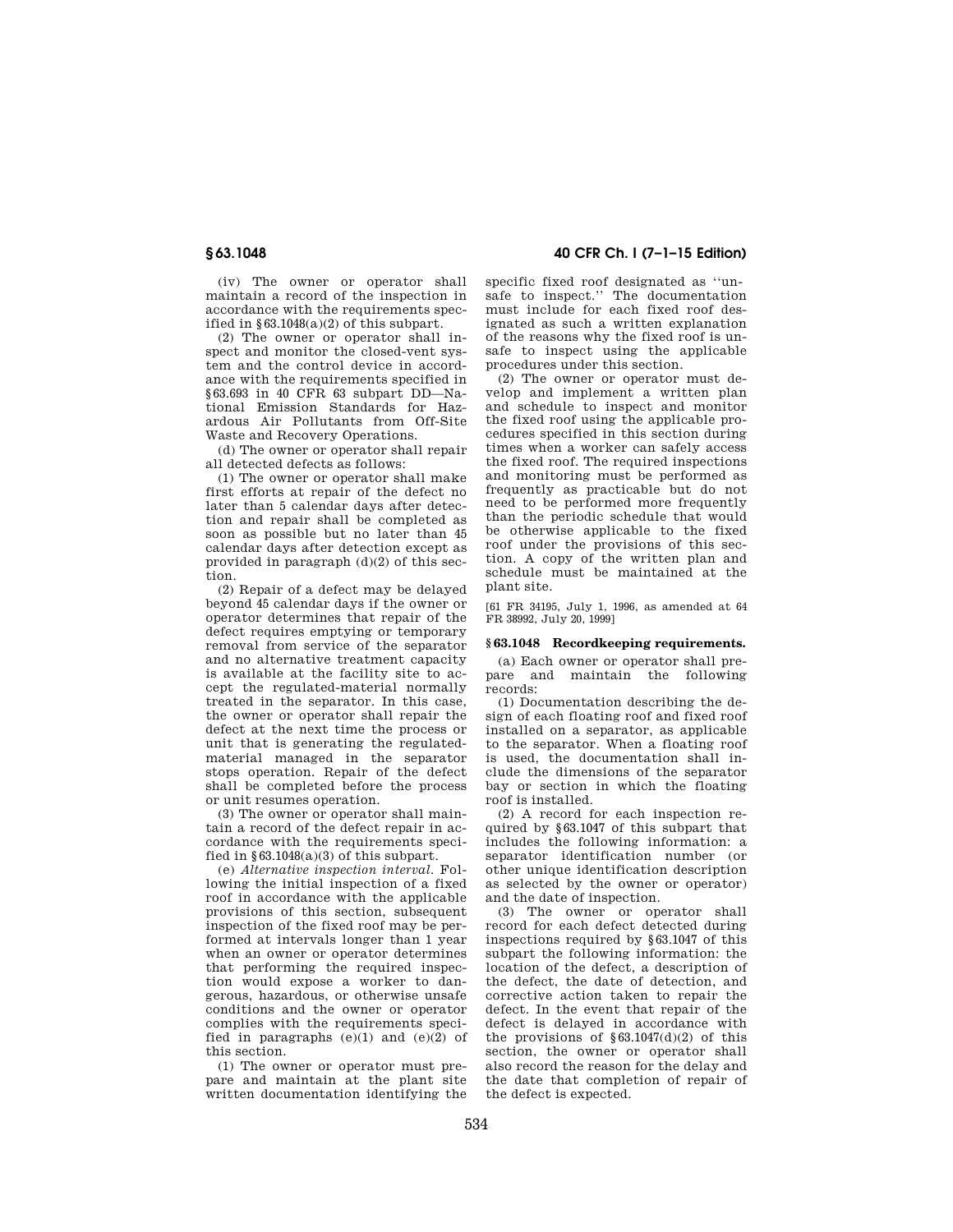(iv) The owner or operator shall maintain a record of the inspection in accordance with the requirements specified in §63.1048(a)(2) of this subpart.

(2) The owner or operator shall inspect and monitor the closed-vent system and the control device in accordance with the requirements specified in §63.693 in 40 CFR 63 subpart DD—National Emission Standards for Hazardous Air Pollutants from Off-Site Waste and Recovery Operations.

(d) The owner or operator shall repair all detected defects as follows:

(1) The owner or operator shall make first efforts at repair of the defect no later than 5 calendar days after detection and repair shall be completed as soon as possible but no later than 45 calendar days after detection except as provided in paragraph (d)(2) of this section.

(2) Repair of a defect may be delayed beyond 45 calendar days if the owner or operator determines that repair of the defect requires emptying or temporary removal from service of the separator and no alternative treatment capacity is available at the facility site to accept the regulated-material normally treated in the separator. In this case, the owner or operator shall repair the defect at the next time the process or unit that is generating the regulated-material managed in the separator stops operation. Repair of the defect shall be completed before the process or unit resumes operation.

(3) The owner or operator shall maintain a record of the defect repair in accordance with the requirements specified in §63.1048(a)(3) of this subpart.

(e) *Alternative inspection interval.* Following the initial inspection of a fixed roof in accordance with the applicable provisions of this section, subsequent inspection of the fixed roof may be performed at intervals longer than 1 year when an owner or operator determines that performing the required inspection would expose a worker to dangerous, hazardous, or otherwise unsafe conditions and the owner or operator complies with the requirements specified in paragraphs (e)(1) and (e)(2) of this section.

(1) The owner or operator must prepare and maintain at the plant site written documentation identifying the specific fixed roof designated as ''unsafe to inspect.'' The documentation must include for each fixed roof designated as such a written explanation of the reasons why the fixed roof is unsafe to inspect using the applicable procedures under this section.

(2) The owner or operator must develop and implement a written plan and schedule to inspect and monitor the fixed roof using the applicable procedures specified in this section during times when a worker can safely access the fixed roof. The required inspections and monitoring must be performed as frequently as practicable but do not need to be performed more frequently than the periodic schedule that would be otherwise applicable to the fixed roof under the provisions of this section. A copy of the written plan and schedule must be maintained at the plant site.

[61 FR 34195, July 1, 1996, as amended at 64 FR 38992, July 20, 1999]

### §63.1048 Recordkeeping requirements.

(a) Each owner or operator shall prepare and maintain the following records:

(1) Documentation describing the design of each floating roof and fixed roof installed on a separator, as applicable to the separator. When a floating roof is used, the documentation shall include the dimensions of the separator bay or section in which the floating roof is installed.

(2) A record for each inspection required by §63.1047 of this subpart that includes the following information: a separator identification number (or other unique identification description as selected by the owner or operator) and the date of inspection.

(3) The owner or operator shall record for each defect detected during inspections required by §63.1047 of this subpart the following information: the location of the defect, a description of the defect, the date of detection, and corrective action taken to repair the defect. In the event that repair of the defect is delayed in accordance with the provisions of §63.1047(d)(2) of this section, the owner or operator shall also record the reason for the delay and the date that completion of repair of the defect is expected.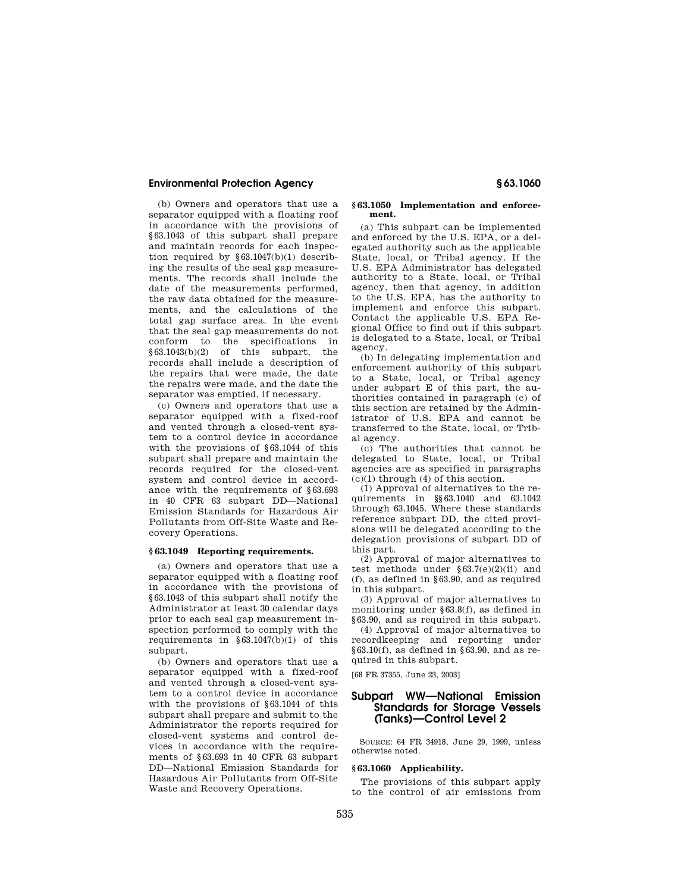(b) Owners and operators that use a separator equipped with a floating roof in accordance with the provisions of §63.1043 of this subpart shall prepare and maintain records for each inspection required by §63.1047(b)(1) describing the results of the seal gap measurements. The records shall include the date of the measurements performed, the raw data obtained for the measurements, and the calculations of the total gap surface area. In the event that the seal gap measurements do not conform to the specifications in §63.1043(b)(2) of this subpart, the records shall include a description of the repairs that were made, the date the repairs were made, and the date the separator was emptied, if necessary.

(c) Owners and operators that use a separator equipped with a fixed-roof and vented through a closed-vent system to a control device in accordance with the provisions of §63.1044 of this subpart shall prepare and maintain the records required for the closed-vent system and control device in accordance with the requirements of §63.693 in 40 CFR 63 subpart DD—National Emission Standards for Hazardous Air Pollutants from Off-Site Waste and Recovery Operations.

### §63.1049 Reporting requirements.

(a) Owners and operators that use a separator equipped with a floating roof in accordance with the provisions of §63.1043 of this subpart shall notify the Administrator at least 30 calendar days prior to each seal gap measurement inspection performed to comply with the requirements in §63.1047(b)(1) of this subpart.

(b) Owners and operators that use a separator equipped with a fixed-roof and vented through a closed-vent system to a control device in accordance with the provisions of §63.1044 of this subpart shall prepare and submit to the Administrator the reports required for closed-vent systems and control devices in accordance with the requirements of §63.693 in 40 CFR 63 subpart DD—National Emission Standards for Hazardous Air Pollutants from Off-Site Waste and Recovery Operations.

### §63.1050 Implementation and enforcement.

(a) This subpart can be implemented and enforced by the U.S. EPA, or a delegated authority such as the applicable State, local, or Tribal agency. If the U.S. EPA Administrator has delegated authority to a State, local, or Tribal agency, then that agency, in addition to the U.S. EPA, has the authority to implement and enforce this subpart. Contact the applicable U.S. EPA Regional Office to find out if this subpart is delegated to a State, local, or Tribal agency.

(b) In delegating implementation and enforcement authority of this subpart to a State, local, or Tribal agency under subpart E of this part, the authorities contained in paragraph (c) of this section are retained by the Administrator of U.S. EPA and cannot be transferred to the State, local, or Tribal agency.

(c) The authorities that cannot be delegated to State, local, or Tribal agencies are as specified in paragraphs (c)(1) through (4) of this section.

(1) Approval of alternatives to the requirements in §§63.1040 and 63.1042 through 63.1045. Where these standards reference subpart DD, the cited provisions will be delegated according to the delegation provisions of subpart DD of this part.

(2) Approval of major alternatives to test methods under §63.7(e)(2)(ii) and (f), as defined in §63.90, and as required in this subpart.

(3) Approval of major alternatives to monitoring under §63.8(f), as defined in §63.90, and as required in this subpart.

(4) Approval of major alternatives to recordkeeping and reporting under §63.10(f), as defined in §63.90, and as required in this subpart.

[68 FR 37355, June 23, 2003]

## Subpart WW—National Emission Standards for Storage Vessels (Tanks)—Control Level 2

SOURCE: 64 FR 34918, June 29, 1999, unless otherwise noted.

### §63.1060 Applicability.

The provisions of this subpart apply to the control of air emissions from